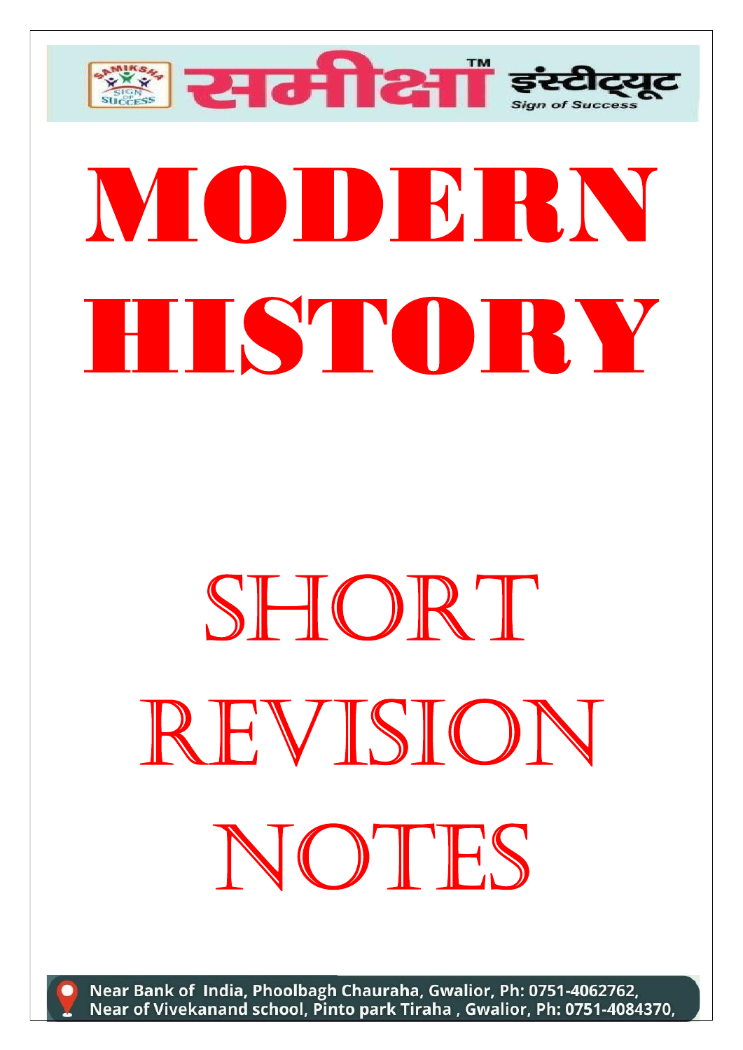समीक्षा™ इंस्टीट्यूट
Sign of Success

# MODERN HISTORY

# SHORT REVISION NOTES

Near Bank of India, Phoolbagh Chauraha, Gwalior, Ph: 0751-4062762,
Near of Vivekanand school, Pinto park Tiraha , Gwalior, Ph: 0751-4084370,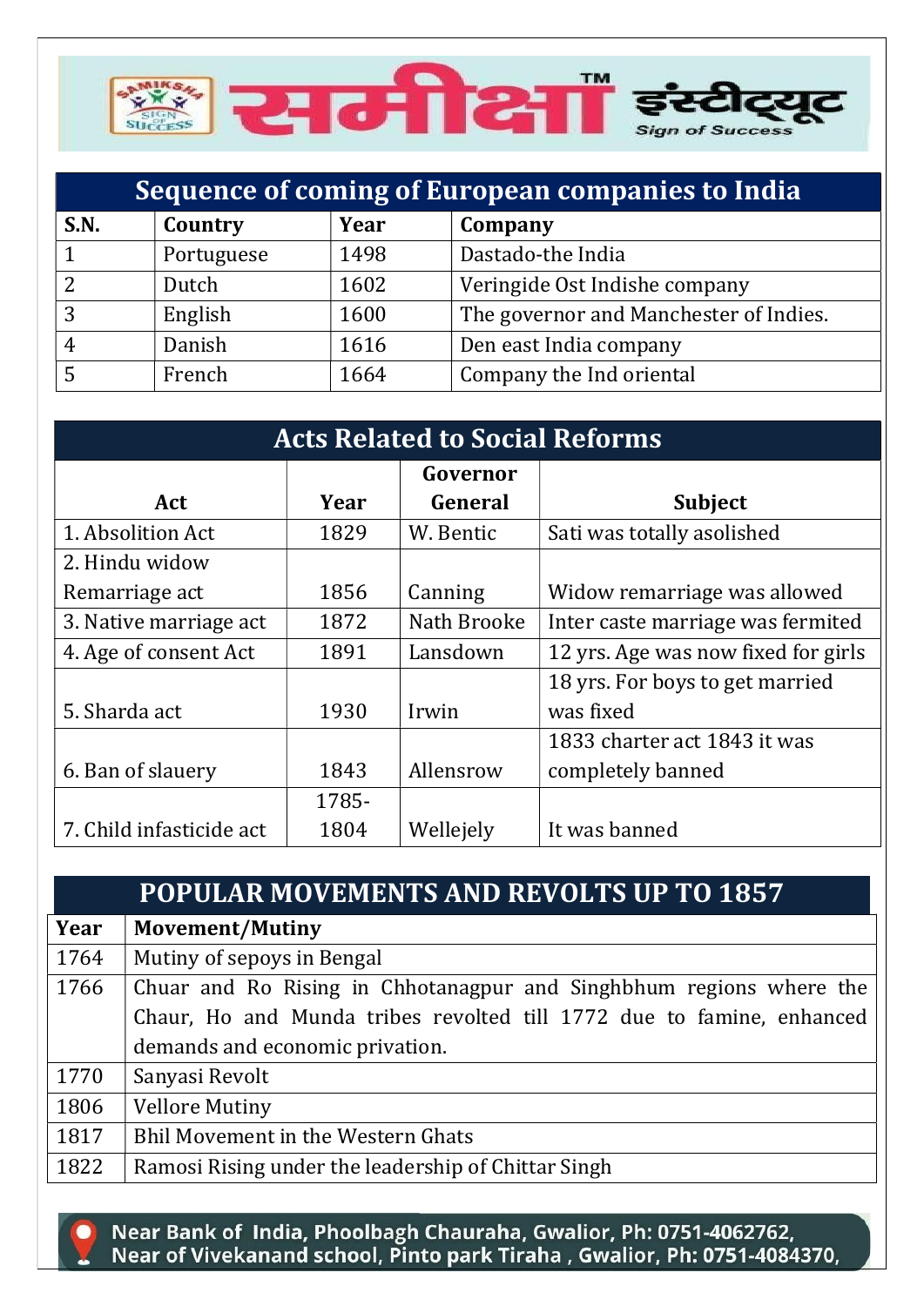## Sequence of coming of European companies to India

| S.N. | Country | Year | Company |
|---|---|---|---|
| 1 | Portuguese | 1498 | Dastado-the India |
| 2 | Dutch | 1602 | Veringide Ost Indishe company |
| 3 | English | 1600 | The governor and Manchester of Indies. |
| 4 | Danish | 1616 | Den east India company |
| 5 | French | 1664 | Company the Ind oriental |

## Acts Related to Social Reforms

| Act | Year | Governor General | Subject |
|---|---|---|---|
| 1. Absolition Act | 1829 | W. Bentic | Sati was totally asolished |
| 2. Hindu widow Remarriage act | 1856 | Canning | Widow remarriage was allowed |
| 3. Native marriage act | 1872 | Nath Brooke | Inter caste marriage was fermited |
| 4. Age of consent Act | 1891 | Lansdown | 12 yrs. Age was now fixed for girls |
| 5. Sharda act | 1930 | Irwin | 18 yrs. For boys to get married was fixed |
| 6. Ban of slauery | 1843 | Allensrow | 1833 charter act 1843 it was completely banned |
| 7. Child infasticide act | 1785-1804 | Wellejely | It was banned |

## POPULAR MOVEMENTS AND REVOLTS UP TO 1857

| Year | Movement/Mutiny |
|---|---|
| 1764 | Mutiny of sepoys in Bengal |
| 1766 | Chuar and Ro Rising in Chhotanagpur and Singhbhum regions where the Chaur, Ho and Munda tribes revolted till 1772 due to famine, enhanced demands and economic privation. |
| 1770 | Sanyasi Revolt |
| 1806 | Vellore Mutiny |
| 1817 | Bhil Movement in the Western Ghats |
| 1822 | Ramosi Rising under the leadership of Chittar Singh |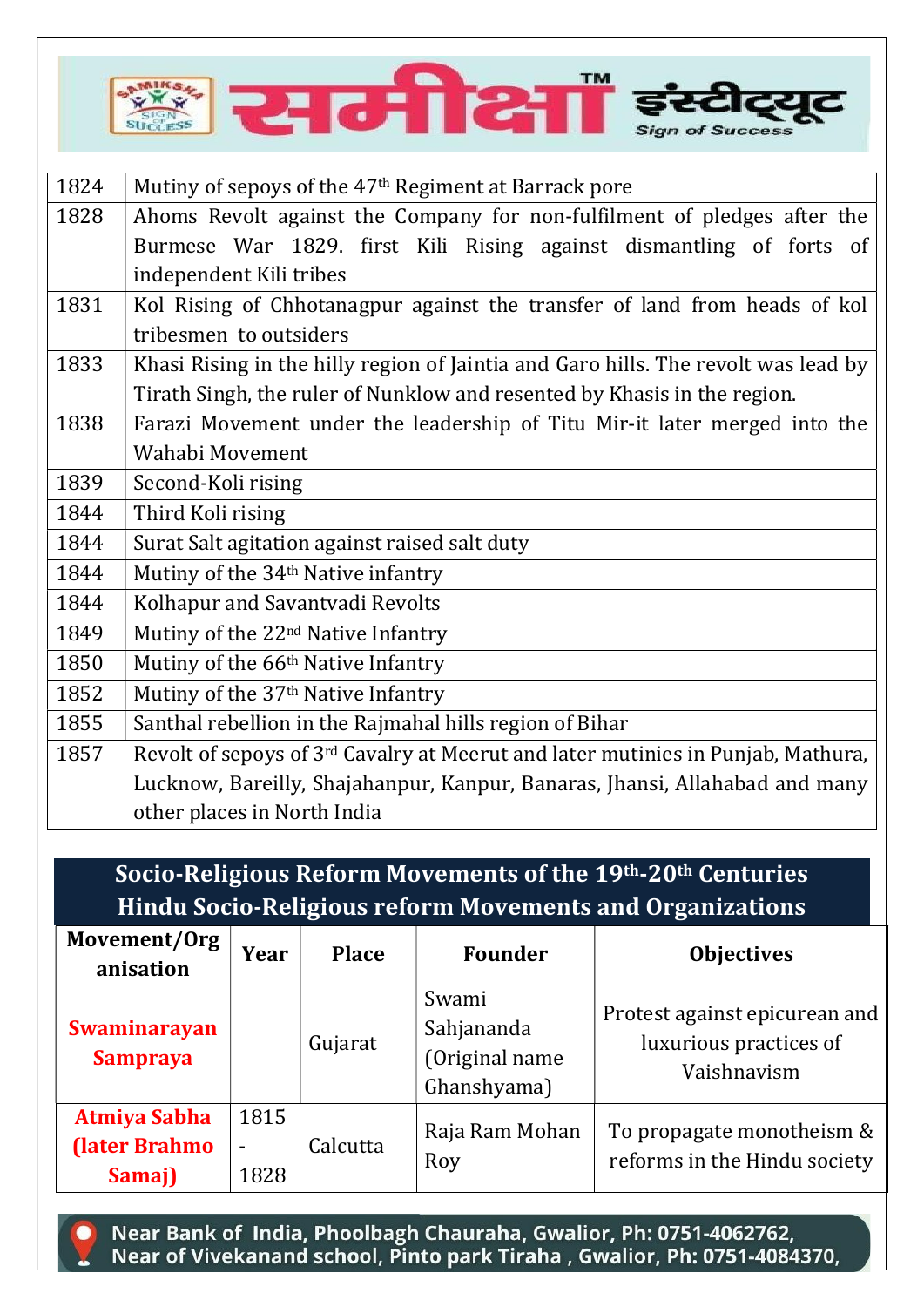| | |
|---|---|
| 1824 | Mutiny of sepoys of the 47th Regiment at Barrack pore |
| 1828 | Ahoms Revolt against the Company for non-fulfilment of pledges after the Burmese War 1829. first Kili Rising against dismantling of forts of independent Kili tribes |
| 1831 | Kol Rising of Chhotanagpur against the transfer of land from heads of kol tribesmen to outsiders |
| 1833 | Khasi Rising in the hilly region of Jaintia and Garo hills. The revolt was lead by Tirath Singh, the ruler of Nunklow and resented by Khasis in the region. |
| 1838 | Farazi Movement under the leadership of Titu Mir-it later merged into the Wahabi Movement |
| 1839 | Second-Koli rising |
| 1844 | Third Koli rising |
| 1844 | Surat Salt agitation against raised salt duty |
| 1844 | Mutiny of the 34th Native infantry |
| 1844 | Kolhapur and Savantvadi Revolts |
| 1849 | Mutiny of the 22nd Native Infantry |
| 1850 | Mutiny of the 66th Native Infantry |
| 1852 | Mutiny of the 37th Native Infantry |
| 1855 | Santhal rebellion in the Rajmahal hills region of Bihar |
| 1857 | Revolt of sepoys of 3rd Cavalry at Meerut and later mutinies in Punjab, Mathura, Lucknow, Bareilly, Shajahanpur, Kanpur, Banaras, Jhansi, Allahabad and many other places in North India |

## Socio-Religious Reform Movements of the 19th-20th Centuries
## Hindu Socio-Religious reform Movements and Organizations

| Movement/Organisation | Year | Place | Founder | Objectives |
|---|---|---|---|---|
| **Swaminarayan Sampraya** | | Gujarat | Swami Sahjananda (Original name Ghanshyama) | Protest against epicurean and luxurious practices of Vaishnavism |
| **Atmiya Sabha (later Brahmo Samaj)** | 1815 - 1828 | Calcutta | Raja Ram Mohan Roy | To propagate monotheism & reforms in the Hindu society |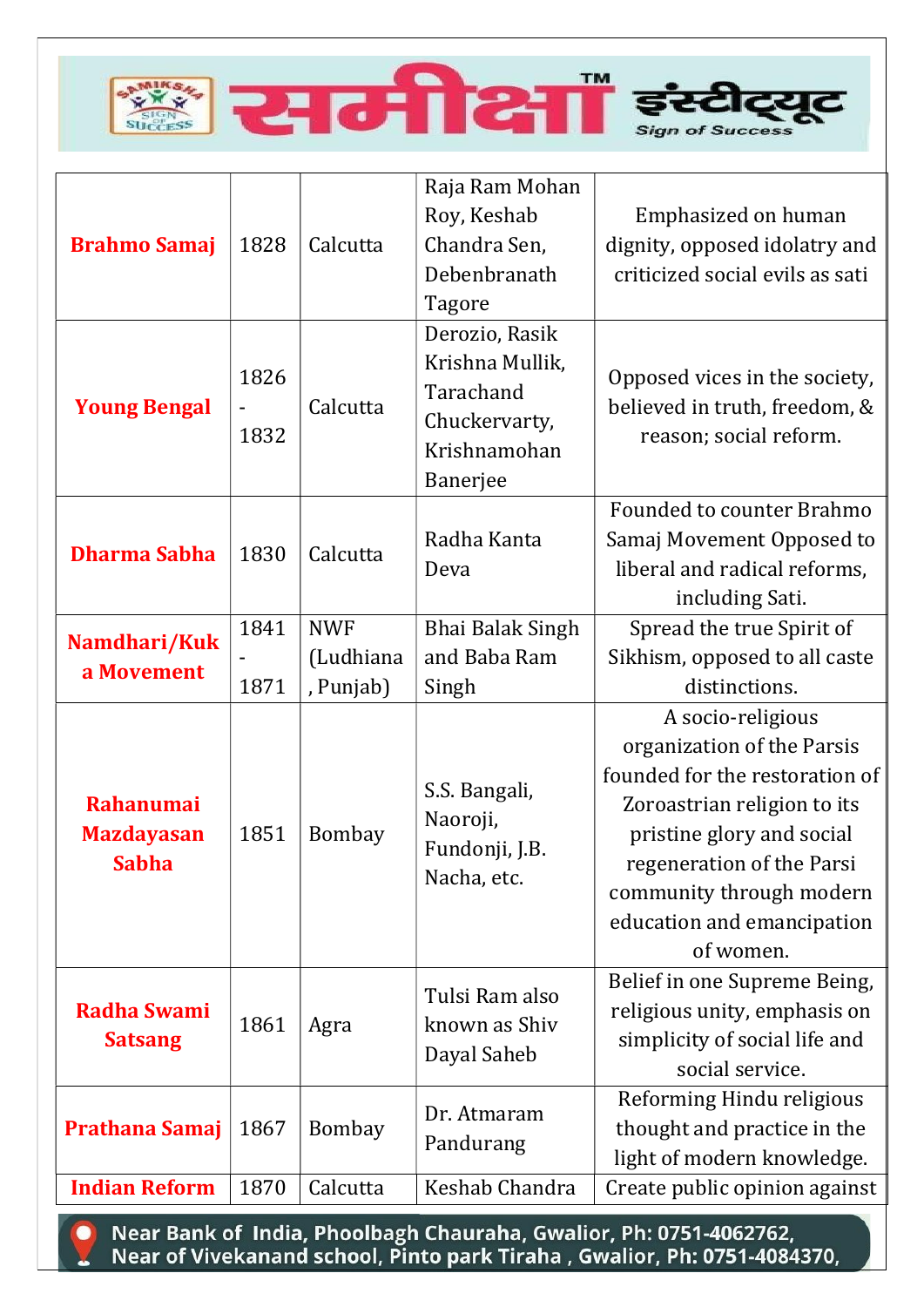| Brahmo Samaj | 1828 | Calcutta | Raja Ram Mohan Roy, Keshab Chandra Sen, Debenbranath Tagore | Emphasized on human dignity, opposed idolatry and criticized social evils as sati |
|---|---|---|---|---|
| Young Bengal | 1826 - 1832 | Calcutta | Derozio, Rasik Krishna Mullik, Tarachand Chuckervarty, Krishnamohan Banerjee | Opposed vices in the society, believed in truth, freedom, & reason; social reform. |
| Dharma Sabha | 1830 | Calcutta | Radha Kanta Deva | Founded to counter Brahmo Samaj Movement Opposed to liberal and radical reforms, including Sati. |
| Namdhari/Kuka Movement | 1841 - 1871 | NWF (Ludhiana, Punjab) | Bhai Balak Singh and Baba Ram Singh | Spread the true Spirit of Sikhism, opposed to all caste distinctions. |
| Rahanumai Mazdayasan Sabha | 1851 | Bombay | S.S. Bangali, Naoroji, Fundonji, J.B. Nacha, etc. | A socio-religious organization of the Parsis founded for the restoration of Zoroastrian religion to its pristine glory and social regeneration of the Parsi community through modern education and emancipation of women. |
| Radha Swami Satsang | 1861 | Agra | Tulsi Ram also known as Shiv Dayal Saheb | Belief in one Supreme Being, religious unity, emphasis on simplicity of social life and social service. |
| Prathana Samaj | 1867 | Bombay | Dr. Atmaram Pandurang | Reforming Hindu religious thought and practice in the light of modern knowledge. |
| Indian Reform | 1870 | Calcutta | Keshab Chandra | Create public opinion against |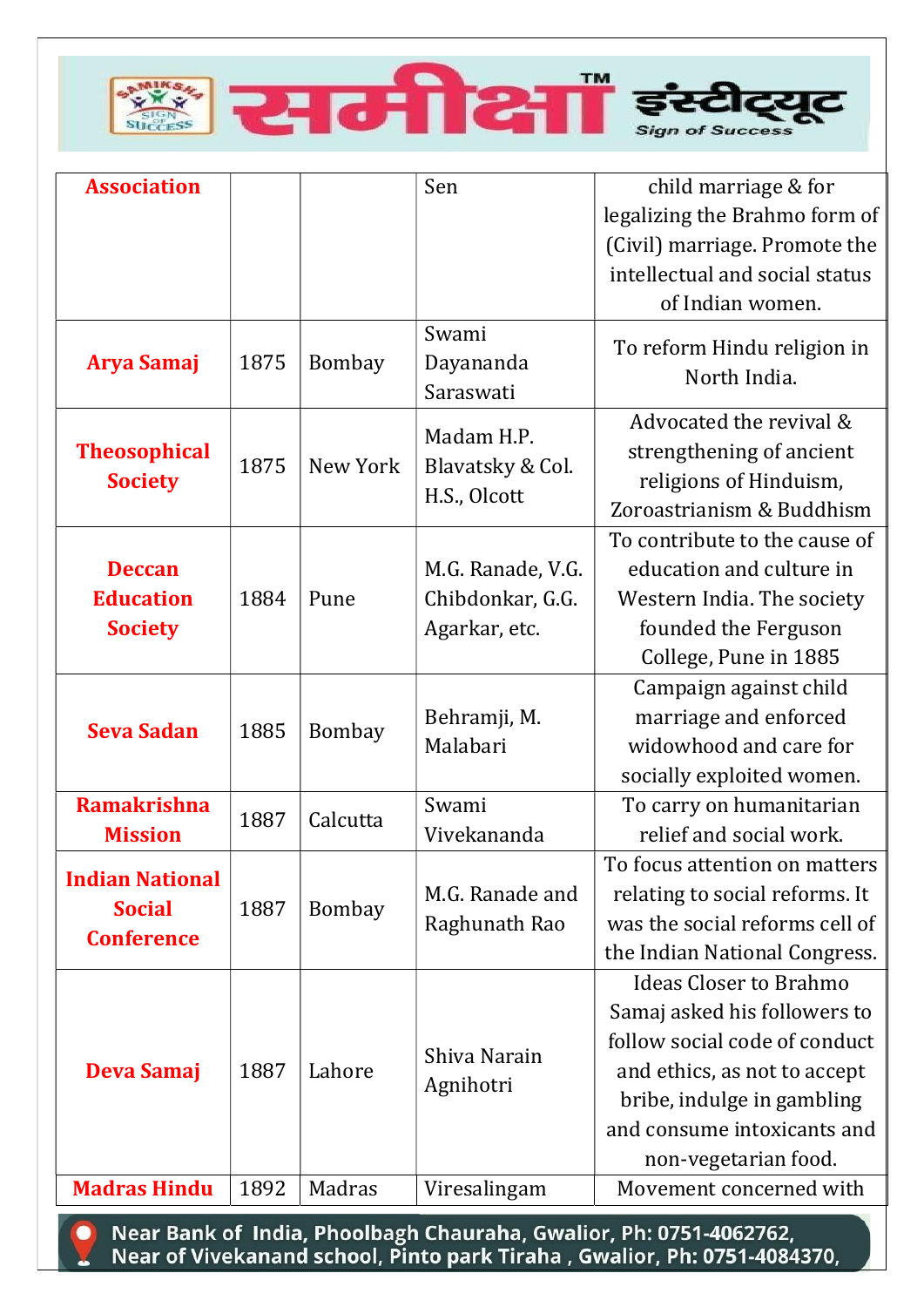| Association | | | Sen | child marriage & for legalizing the Brahmo form of (Civil) marriage. Promote the intellectual and social status of Indian women. |
|---|---|---|---|---|
| Arya Samaj | 1875 | Bombay | Swami Dayananda Saraswati | To reform Hindu religion in North India. |
| Theosophical Society | 1875 | New York | Madam H.P. Blavatsky & Col. H.S., Olcott | Advocated the revival & strengthening of ancient religions of Hinduism, Zoroastrianism & Buddhism |
| Deccan Education Society | 1884 | Pune | M.G. Ranade, V.G. Chibdonkar, G.G. Agarkar, etc. | To contribute to the cause of education and culture in Western India. The society founded the Ferguson College, Pune in 1885 |
| Seva Sadan | 1885 | Bombay | Behramji, M. Malabari | Campaign against child marriage and enforced widowhood and care for socially exploited women. |
| Ramakrishna Mission | 1887 | Calcutta | Swami Vivekananda | To carry on humanitarian relief and social work. |
| Indian National Social Conference | 1887 | Bombay | M.G. Ranade and Raghunath Rao | To focus attention on matters relating to social reforms. It was the social reforms cell of the Indian National Congress. |
| Deva Samaj | 1887 | Lahore | Shiva Narain Agnihotri | Ideas Closer to Brahmo Samaj asked his followers to follow social code of conduct and ethics, as not to accept bribe, indulge in gambling and consume intoxicants and non-vegetarian food. |
| Madras Hindu | 1892 | Madras | Viresalingam | Movement concerned with |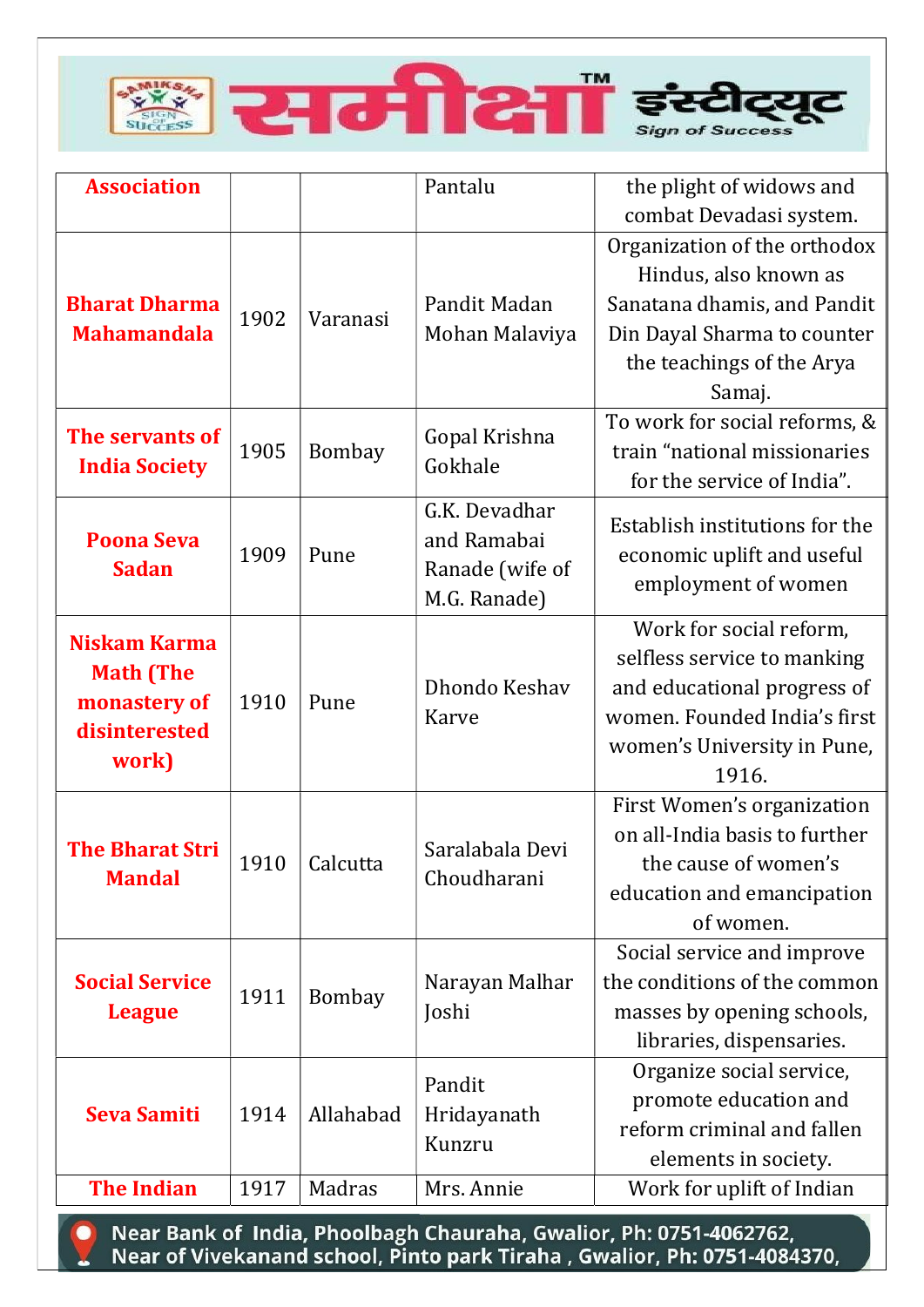| **Association** | | | Pantalu | the plight of widows and combat Devadasi system. |
|---|---|---|---|---|
| **Bharat Dharma Mahamandala** | 1902 | Varanasi | Pandit Madan Mohan Malaviya | Organization of the orthodox Hindus, also known as Sanatana dhamis, and Pandit Din Dayal Sharma to counter the teachings of the Arya Samaj. |
| **The servants of India Society** | 1905 | Bombay | Gopal Krishna Gokhale | To work for social reforms, & train "national missionaries for the service of India". |
| **Poona Seva Sadan** | 1909 | Pune | G.K. Devadhar and Ramabai Ranade (wife of M.G. Ranade) | Establish institutions for the economic uplift and useful employment of women |
| **Niskam Karma Math (The monastery of disinterested work)** | 1910 | Pune | Dhondo Keshav Karve | Work for social reform, selfless service to manking and educational progress of women. Founded India's first women's University in Pune, 1916. |
| **The Bharat Stri Mandal** | 1910 | Calcutta | Saralabala Devi Choudharani | First Women's organization on all-India basis to further the cause of women's education and emancipation of women. |
| **Social Service League** | 1911 | Bombay | Narayan Malhar Joshi | Social service and improve the conditions of the common masses by opening schools, libraries, dispensaries. |
| **Seva Samiti** | 1914 | Allahabad | Pandit Hridayanath Kunzru | Organize social service, promote education and reform criminal and fallen elements in society. |
| **The Indian** | 1917 | Madras | Mrs. Annie | Work for uplift of Indian |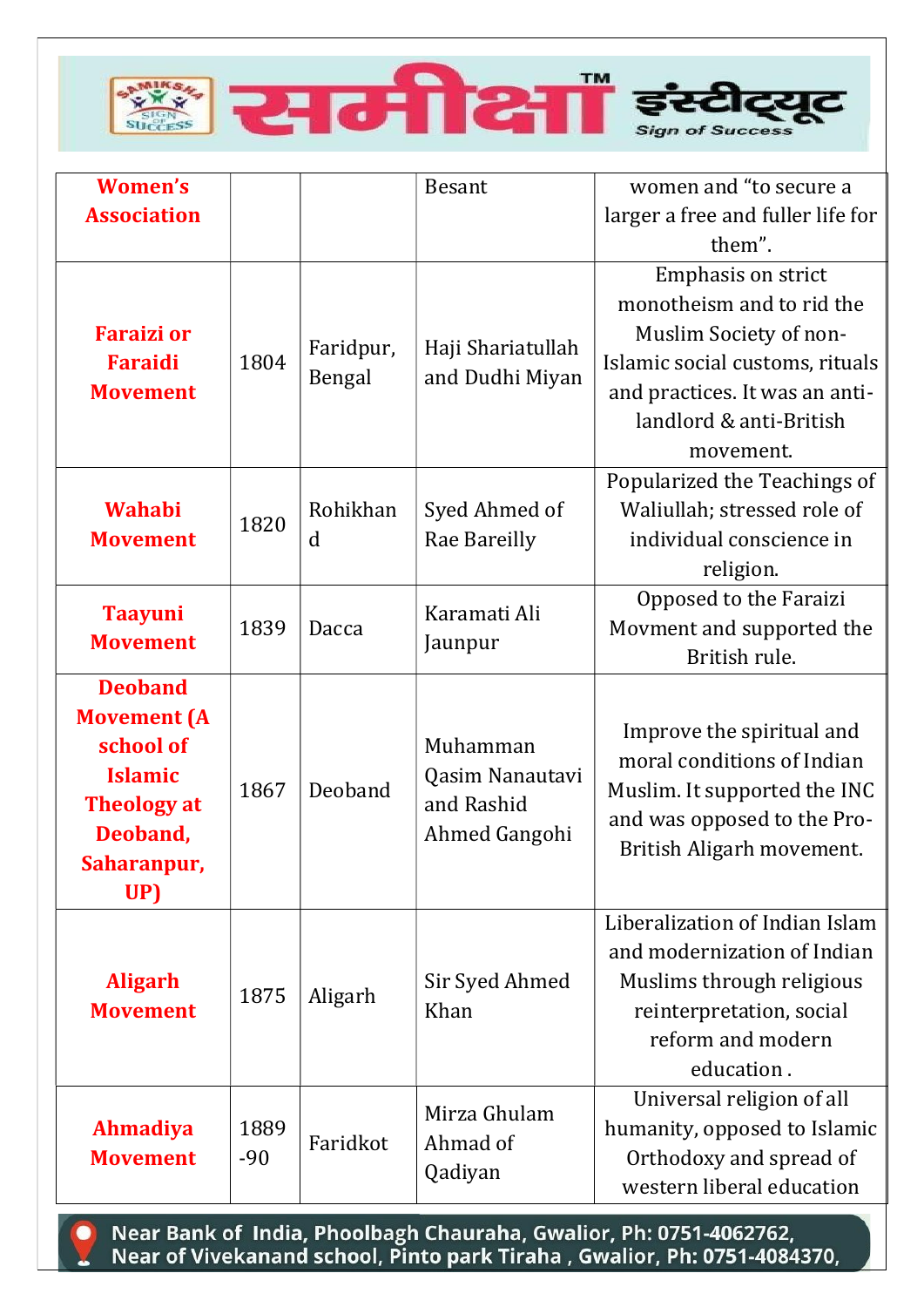| | | | | |
|---|---|---|---|---|
| **Women's Association** | | | Besant | women and "to secure a larger a free and fuller life for them". |
| **Faraizi or Faraidi Movement** | 1804 | Faridpur, Bengal | Haji Shariatullah and Dudhi Miyan | Emphasis on strict monotheism and to rid the Muslim Society of non-Islamic social customs, rituals and practices. It was an anti-landlord & anti-British movement. |
| **Wahabi Movement** | 1820 | Rohikhand | Syed Ahmed of Rae Bareilly | Popularized the Teachings of Waliullah; stressed role of individual conscience in religion. |
| **Taayuni Movement** | 1839 | Dacca | Karamati Ali Jaunpur | Opposed to the Faraizi Movment and supported the British rule. |
| **Deoband Movement (A school of Islamic Theology at Deoband, Saharanpur, UP)** | 1867 | Deoband | Muhamman Qasim Nanautavi and Rashid Ahmed Gangohi | Improve the spiritual and moral conditions of Indian Muslim. It supported the INC and was opposed to the Pro-British Aligarh movement. |
| **Aligarh Movement** | 1875 | Aligarh | Sir Syed Ahmed Khan | Liberalization of Indian Islam and modernization of Indian Muslims through religious reinterpretation, social reform and modern education . |
| **Ahmadiya Movement** | 1889-90 | Faridkot | Mirza Ghulam Ahmad of Qadiyan | Universal religion of all humanity, opposed to Islamic Orthodoxy and spread of western liberal education |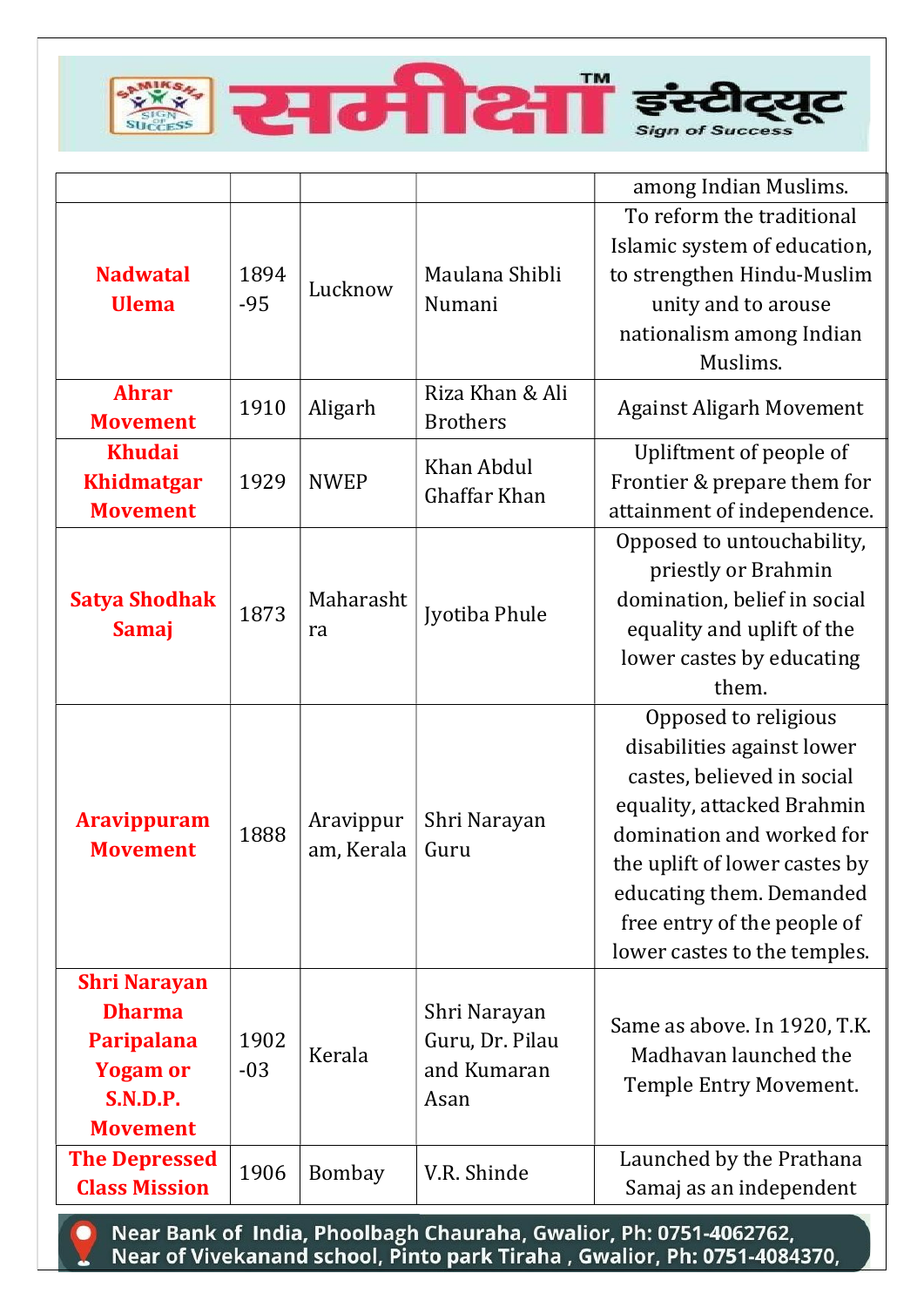| | | | | |
|---|---|---|---|---|
| | | | | among Indian Muslims. |
| **Nadwatal Ulema** | 1894-95 | Lucknow | Maulana Shibli Numani | To reform the traditional Islamic system of education, to strengthen Hindu-Muslim unity and to arouse nationalism among Indian Muslims. |
| **Ahrar Movement** | 1910 | Aligarh | Riza Khan & Ali Brothers | Against Aligarh Movement |
| **Khudai Khidmatgar Movement** | 1929 | NWEP | Khan Abdul Ghaffar Khan | Upliftment of people of Frontier & prepare them for attainment of independence. |
| **Satya Shodhak Samaj** | 1873 | Maharashtra | Jyotiba Phule | Opposed to untouchability, priestly or Brahmin domination, belief in social equality and uplift of the lower castes by educating them. |
| **Aravippuram Movement** | 1888 | Aravippuram, Kerala | Shri Narayan Guru | Opposed to religious disabilities against lower castes, believed in social equality, attacked Brahmin domination and worked for the uplift of lower castes by educating them. Demanded free entry of the people of lower castes to the temples. |
| **Shri Narayan Dharma Paripalana Yogam or S.N.D.P. Movement** | 1902-03 | Kerala | Shri Narayan Guru, Dr. Pilau and Kumaran Asan | Same as above. In 1920, T.K. Madhavan launched the Temple Entry Movement. |
| **The Depressed Class Mission** | 1906 | Bombay | V.R. Shinde | Launched by the Prathana Samaj as an independent |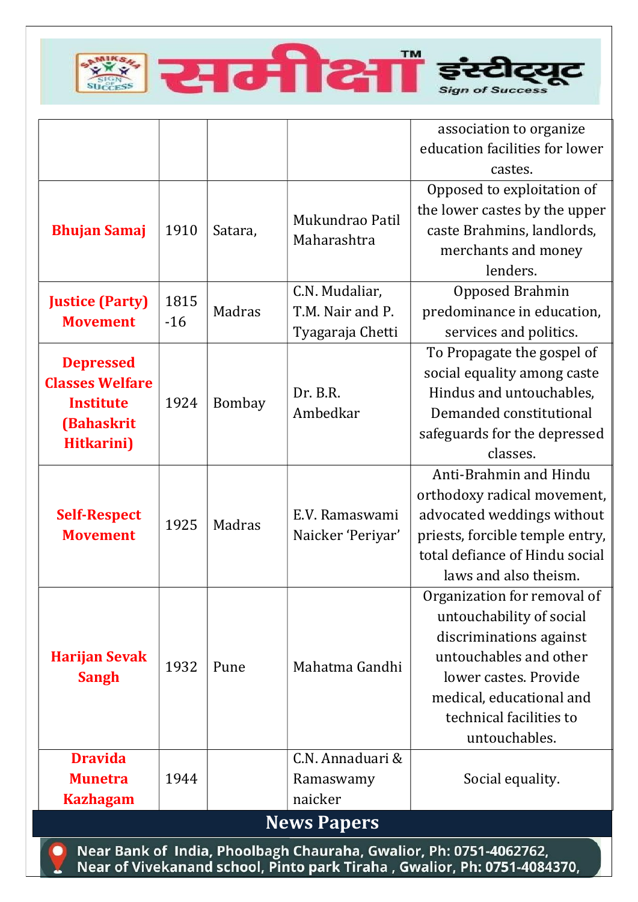| | | | | association to organize education facilities for lower castes. |
|---|---|---|---|---|
| **Bhujan Samaj** | 1910 | Satara, | Mukundrao Patil Maharashtra | Opposed to exploitation of the lower castes by the upper caste Brahmins, landlords, merchants and money lenders. |
| **Justice (Party) Movement** | 1815 -16 | Madras | C.N. Mudaliar, T.M. Nair and P. Tyagaraja Chetti | Opposed Brahmin predominance in education, services and politics. |
| **Depressed Classes Welfare Institute (Bahaskrit Hitkarini)** | 1924 | Bombay | Dr. B.R. Ambedkar | To Propagate the gospel of social equality among caste Hindus and untouchables, Demanded constitutional safeguards for the depressed classes. |
| **Self-Respect Movement** | 1925 | Madras | E.V. Ramaswami Naicker 'Periyar' | Anti-Brahmin and Hindu orthodoxy radical movement, advocated weddings without priests, forcible temple entry, total defiance of Hindu social laws and also theism. |
| **Harijan Sevak Sangh** | 1932 | Pune | Mahatma Gandhi | Organization for removal of untouchability of social discriminations against untouchables and other lower castes. Provide medical, educational and technical facilities to untouchables. |
| **Dravida Munetra Kazhagam** | 1944 | | C.N. Annaduari & Ramaswamy naicker | Social equality. |

## News Papers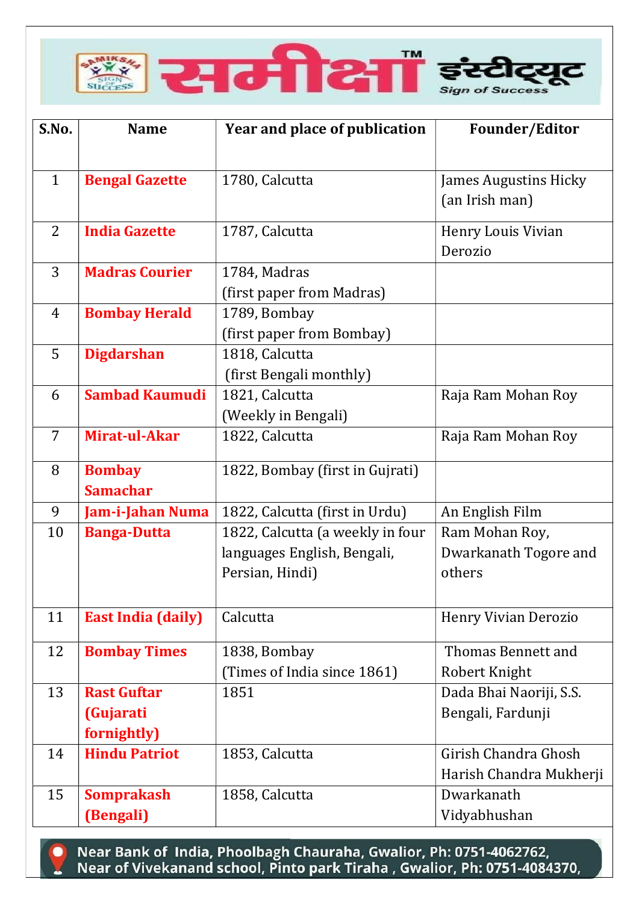| S.No. | Name | Year and place of publication | Founder/Editor |
|---|---|---|---|
| 1 | **Bengal Gazette** | 1780, Calcutta | James Augustins Hicky (an Irish man) |
| 2 | **India Gazette** | 1787, Calcutta | Henry Louis Vivian Derozio |
| 3 | **Madras Courier** | 1784, Madras (first paper from Madras) | |
| 4 | **Bombay Herald** | 1789, Bombay (first paper from Bombay) | |
| 5 | **Digdarshan** | 1818, Calcutta (first Bengali monthly) | |
| 6 | **Sambad Kaumudi** | 1821, Calcutta (Weekly in Bengali) | Raja Ram Mohan Roy |
| 7 | **Mirat-ul-Akar** | 1822, Calcutta | Raja Ram Mohan Roy |
| 8 | **Bombay Samachar** | 1822, Bombay (first in Gujrati) | |
| 9 | **Jam-i-Jahan Numa** | 1822, Calcutta (first in Urdu) | An English Film |
| 10 | **Banga-Dutta** | 1822, Calcutta (a weekly in four languages English, Bengali, Persian, Hindi) | Ram Mohan Roy, Dwarkanath Togore and others |
| 11 | **East India (daily)** | Calcutta | Henry Vivian Derozio |
| 12 | **Bombay Times** | 1838, Bombay (Times of India since 1861) | Thomas Bennett and Robert Knight |
| 13 | **Rast Guftar (Gujarati fornightly)** | 1851 | Dada Bhai Naoriji, S.S. Bengali, Fardunji |
| 14 | **Hindu Patriot** | 1853, Calcutta | Girish Chandra Ghosh Harish Chandra Mukherji |
| 15 | **Somprakash (Bengali)** | 1858, Calcutta | Dwarkanath Vidyabhushan |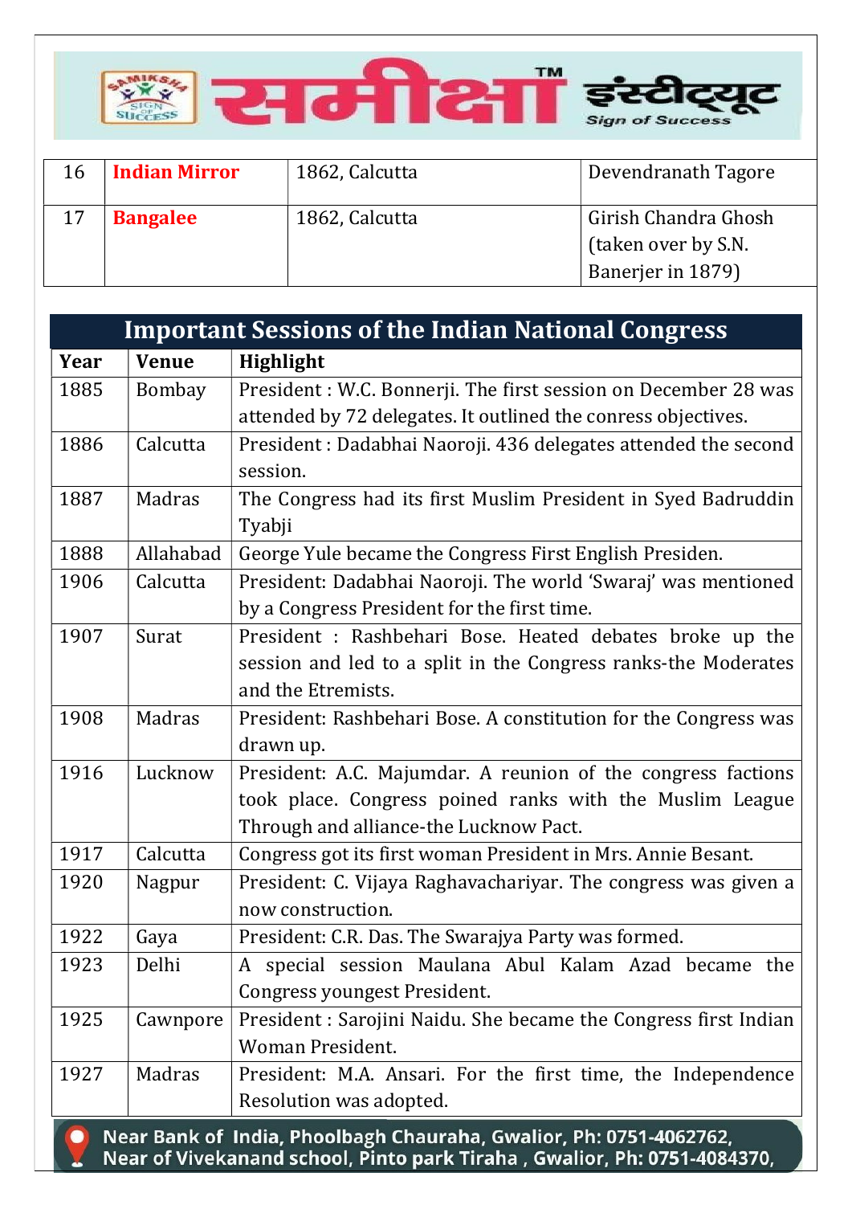| 16 | **Indian Mirror** | 1862, Calcutta | Devendranath Tagore |
|---|---|---|---|
| 17 | **Bangalee** | 1862, Calcutta | Girish Chandra Ghosh (taken over by S.N. Banerjer in 1879) |

## Important Sessions of the Indian National Congress

| Year | Venue | Highlight |
|---|---|---|
| 1885 | Bombay | President : W.C. Bonnerji. The first session on December 28 was attended by 72 delegates. It outlined the conress objectives. |
| 1886 | Calcutta | President : Dadabhai Naoroji. 436 delegates attended the second session. |
| 1887 | Madras | The Congress had its first Muslim President in Syed Badruddin Tyabji |
| 1888 | Allahabad | George Yule became the Congress First English Presiden. |
| 1906 | Calcutta | President: Dadabhai Naoroji. The world 'Swaraj' was mentioned by a Congress President for the first time. |
| 1907 | Surat | President : Rashbehari Bose. Heated debates broke up the session and led to a split in the Congress ranks-the Moderates and the Etremists. |
| 1908 | Madras | President: Rashbehari Bose. A constitution for the Congress was drawn up. |
| 1916 | Lucknow | President: A.C. Majumdar. A reunion of the congress factions took place. Congress poined ranks with the Muslim League Through and alliance-the Lucknow Pact. |
| 1917 | Calcutta | Congress got its first woman President in Mrs. Annie Besant. |
| 1920 | Nagpur | President: C. Vijaya Raghavachariyar. The congress was given a now construction. |
| 1922 | Gaya | President: C.R. Das. The Swarajya Party was formed. |
| 1923 | Delhi | A special session Maulana Abul Kalam Azad became the Congress youngest President. |
| 1925 | Cawnpore | President : Sarojini Naidu. She became the Congress first Indian Woman President. |
| 1927 | Madras | President: M.A. Ansari. For the first time, the Independence Resolution was adopted. |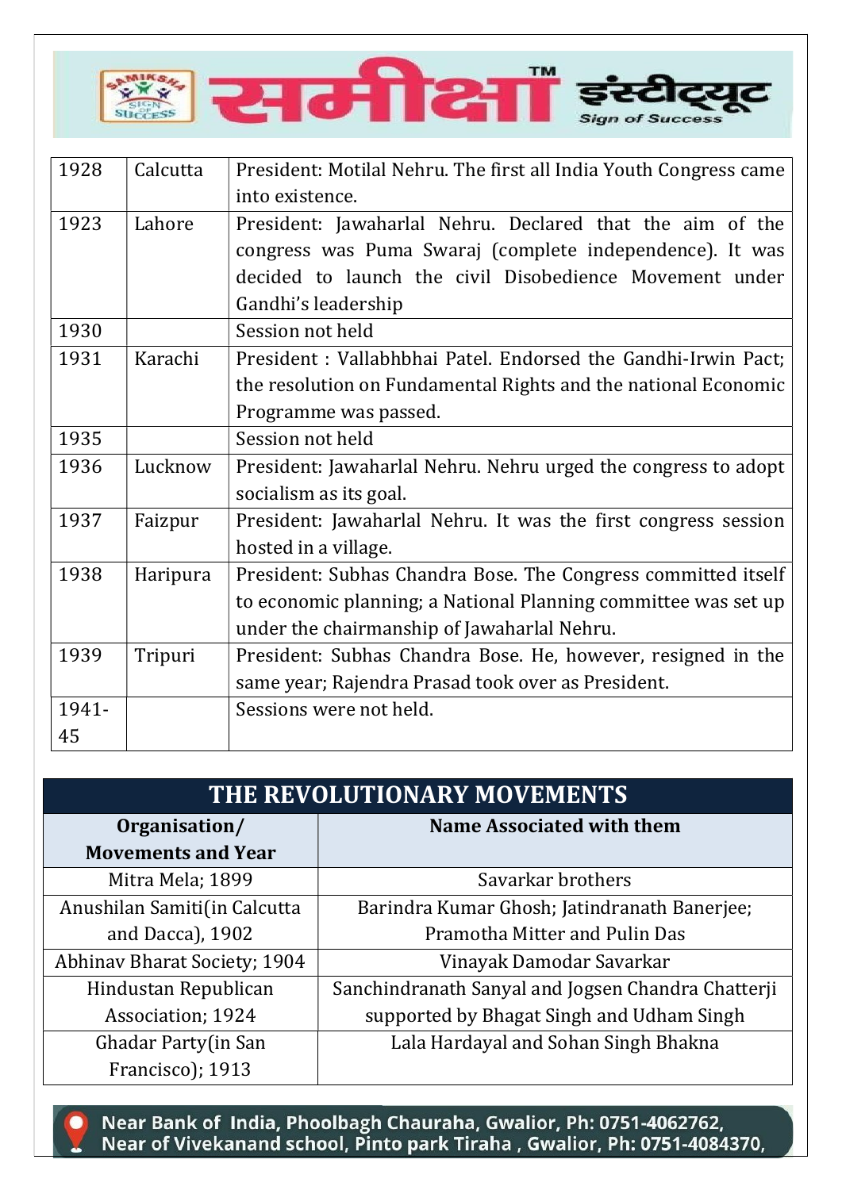| 1928 | Calcutta | President: Motilal Nehru. The first all India Youth Congress came into existence. |
|---|---|---|
| 1923 | Lahore | President: Jawaharlal Nehru. Declared that the aim of the congress was Puma Swaraj (complete independence). It was decided to launch the civil Disobedience Movement under Gandhi's leadership |
| 1930 | | Session not held |
| 1931 | Karachi | President : Vallabhbhai Patel. Endorsed the Gandhi-Irwin Pact; the resolution on Fundamental Rights and the national Economic Programme was passed. |
| 1935 | | Session not held |
| 1936 | Lucknow | President: Jawaharlal Nehru. Nehru urged the congress to adopt socialism as its goal. |
| 1937 | Faizpur | President: Jawaharlal Nehru. It was the first congress session hosted in a village. |
| 1938 | Haripura | President: Subhas Chandra Bose. The Congress committed itself to economic planning; a National Planning committee was set up under the chairmanship of Jawaharlal Nehru. |
| 1939 | Tripuri | President: Subhas Chandra Bose. He, however, resigned in the same year; Rajendra Prasad took over as President. |
| 1941-45 | | Sessions were not held. |

## THE REVOLUTIONARY MOVEMENTS

| Organisation/ Movements and Year | Name Associated with them |
|---|---|
| Mitra Mela; 1899 | Savarkar brothers |
| Anushilan Samiti(in Calcutta and Dacca), 1902 | Barindra Kumar Ghosh; Jatindranath Banerjee; Pramotha Mitter and Pulin Das |
| Abhinav Bharat Society; 1904 | Vinayak Damodar Savarkar |
| Hindustan Republican Association; 1924 | Sanchindranath Sanyal and Jogsen Chandra Chatterji supported by Bhagat Singh and Udham Singh |
| Ghadar Party(in San Francisco); 1913 | Lala Hardayal and Sohan Singh Bhakna |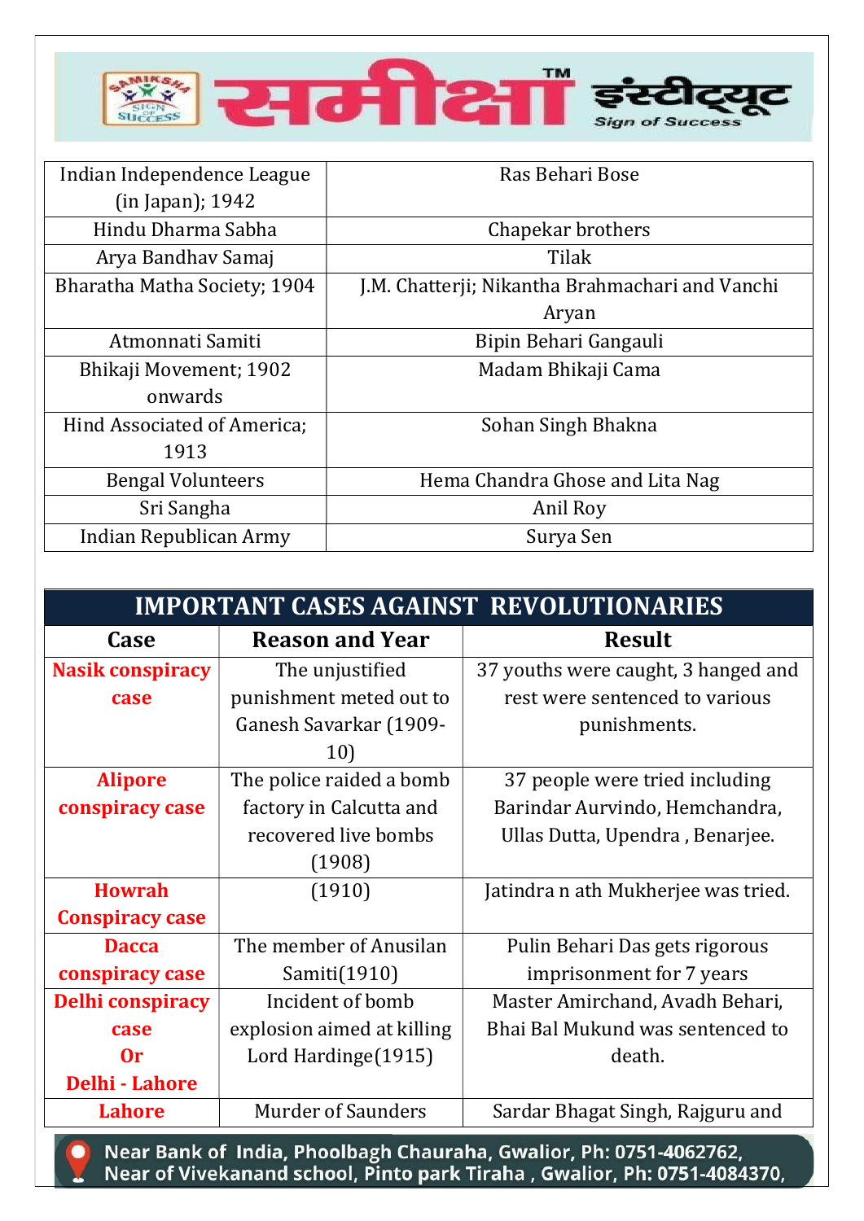| Indian Independence League (in Japan); 1942 | Ras Behari Bose |
|---|---|
| Hindu Dharma Sabha | Chapekar brothers |
| Arya Bandhav Samaj | Tilak |
| Bharatha Matha Society; 1904 | J.M. Chatterji; Nikantha Brahmachari and Vanchi Aryan |
| Atmonnati Samiti | Bipin Behari Gangauli |
| Bhikaji Movement; 1902 onwards | Madam Bhikaji Cama |
| Hind Associated of America; 1913 | Sohan Singh Bhakna |
| Bengal Volunteers | Hema Chandra Ghose and Lita Nag |
| Sri Sangha | Anil Roy |
| Indian Republican Army | Surya Sen |

## IMPORTANT CASES AGAINST REVOLUTIONARIES

| Case | Reason and Year | Result |
|---|---|---|
| **Nasik conspiracy case** | The unjustified punishment meted out to Ganesh Savarkar (1909-10) | 37 youths were caught, 3 hanged and rest were sentenced to various punishments. |
| **Alipore conspiracy case** | The police raided a bomb factory in Calcutta and recovered live bombs (1908) | 37 people were tried including Barindar Aurvindo, Hemchandra, Ullas Dutta, Upendra , Benarjee. |
| **Howrah Conspiracy case** | (1910) | Jatindra n ath Mukherjee was tried. |
| **Dacca conspiracy case** | The member of Anusilan Samiti(1910) | Pulin Behari Das gets rigorous imprisonment for 7 years |
| **Delhi conspiracy case Or Delhi - Lahore** | Incident of bomb explosion aimed at killing Lord Hardinge(1915) | Master Amirchand, Avadh Behari, Bhai Bal Mukund was sentenced to death. |
| **Lahore** | Murder of Saunders | Sardar Bhagat Singh, Rajguru and |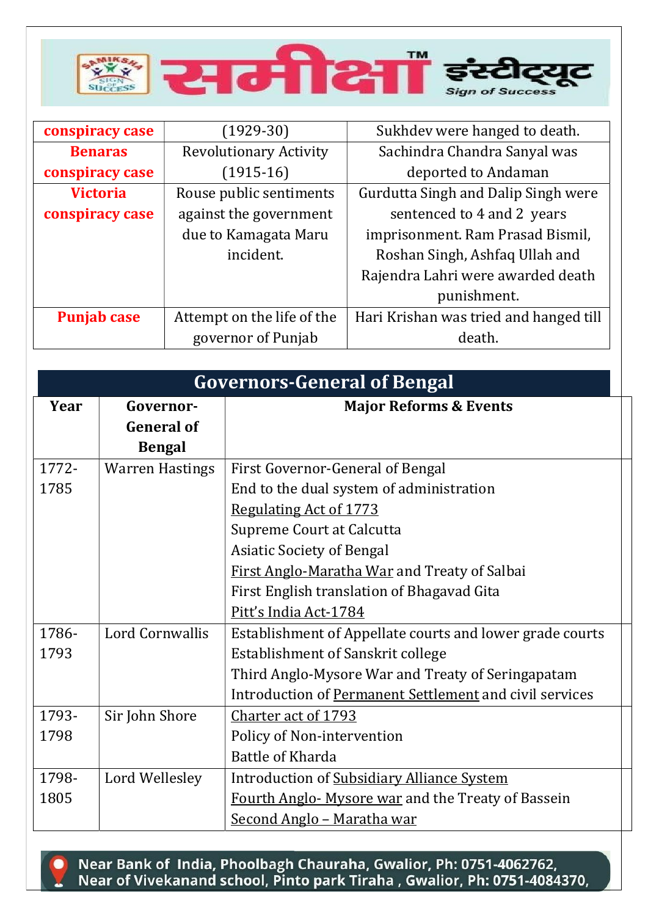| | | |
|---|---|---|
| **conspiracy case** | (1929-30) | Sukhdev were hanged to death. |
| **Benaras conspiracy case** | Revolutionary Activity (1915-16) | Sachindra Chandra Sanyal was deported to Andaman |
| **Victoria conspiracy case** | Rouse public sentiments against the government due to Kamagata Maru incident. | Gurdutta Singh and Dalip Singh were sentenced to 4 and 2 years imprisonment. Ram Prasad Bismil, Roshan Singh, Ashfaq Ullah and Rajendra Lahri were awarded death punishment. |
| **Punjab case** | Attempt on the life of the governor of Punjab | Hari Krishan was tried and hanged till death. |

## Governors-General of Bengal

| Year | Governor-General of Bengal | Major Reforms & Events |
|---|---|---|
| 1772-1785 | Warren Hastings | First Governor-General of Bengal<br>End to the dual system of administration<br>Regulating Act of 1773<br>Supreme Court at Calcutta<br>Asiatic Society of Bengal<br>First Anglo-Maratha War and Treaty of Salbai<br>First English translation of Bhagavad Gita<br>Pitt's India Act-1784 |
| 1786-1793 | Lord Cornwallis | Establishment of Appellate courts and lower grade courts<br>Establishment of Sanskrit college<br>Third Anglo-Mysore War and Treaty of Seringapatam<br>Introduction of Permanent Settlement and civil services |
| 1793-1798 | Sir John Shore | Charter act of 1793<br>Policy of Non-intervention<br>Battle of Kharda |
| 1798-1805 | Lord Wellesley | Introduction of Subsidiary Alliance System<br>Fourth Anglo- Mysore war and the Treaty of Bassein<br>Second Anglo – Maratha war |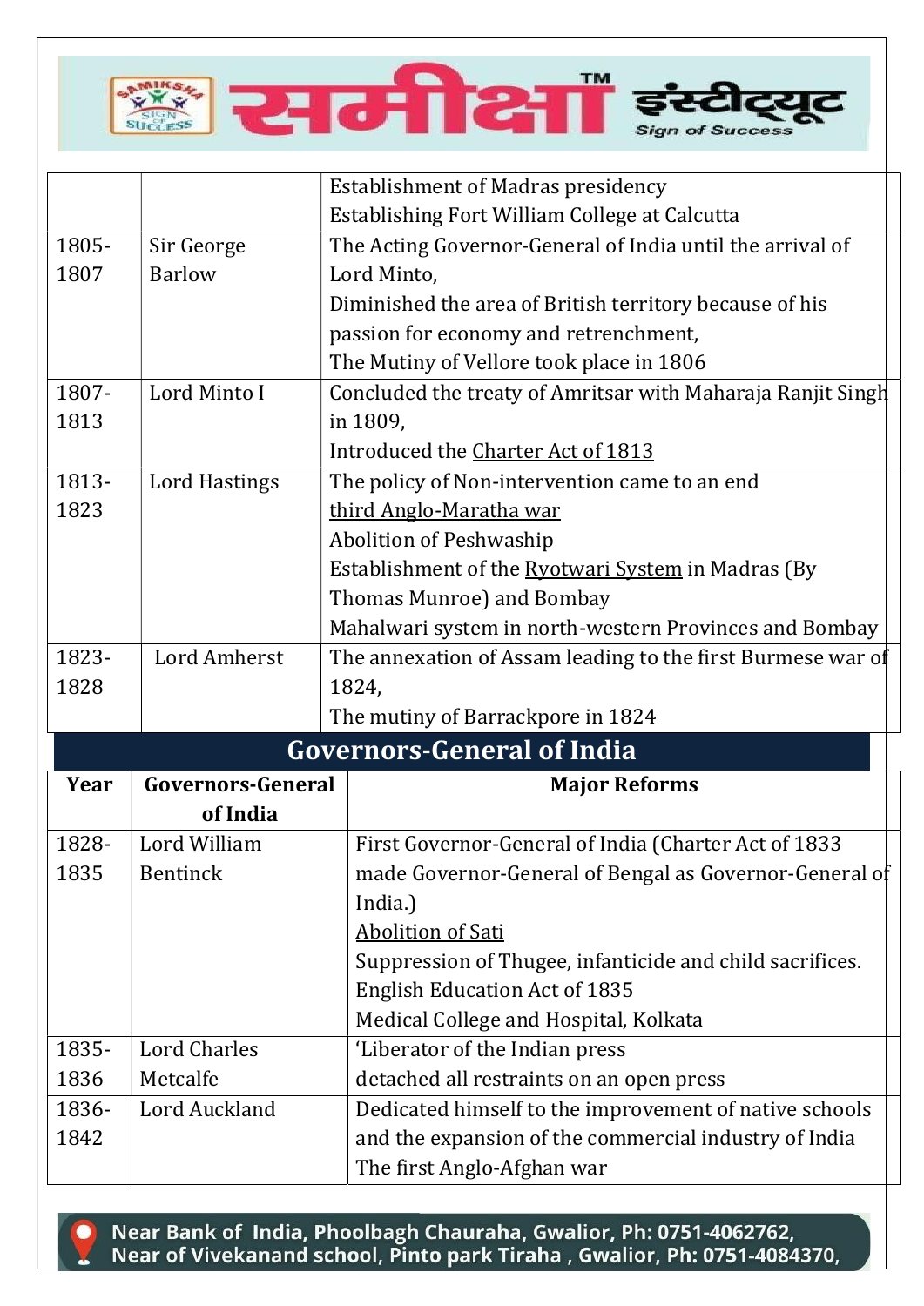| | | |
|---|---|---|
| | | Establishment of Madras presidency<br>Establishing Fort William College at Calcutta |
| 1805-1807 | Sir George Barlow | The Acting Governor-General of India until the arrival of Lord Minto,<br>Diminished the area of British territory because of his passion for economy and retrenchment,<br>The Mutiny of Vellore took place in 1806 |
| 1807-1813 | Lord Minto I | Concluded the treaty of Amritsar with Maharaja Ranjit Singh in 1809,<br>Introduced the Charter Act of 1813 |
| 1813-1823 | Lord Hastings | The policy of Non-intervention came to an end<br>third Anglo-Maratha war<br>Abolition of Peshwaship<br>Establishment of the Ryotwari System in Madras (By Thomas Munroe) and Bombay<br>Mahalwari system in north-western Provinces and Bombay |
| 1823-1828 | Lord Amherst | The annexation of Assam leading to the first Burmese war of 1824,<br>The mutiny of Barrackpore in 1824 |

## Governors-General of India

| Year | Governors-General of India | Major Reforms |
|---|---|---|
| 1828-1835 | Lord William Bentinck | First Governor-General of India (Charter Act of 1833 made Governor-General of Bengal as Governor-General of India.)<br>Abolition of Sati<br>Suppression of Thugee, infanticide and child sacrifices.<br>English Education Act of 1835<br>Medical College and Hospital, Kolkata |
| 1835-1836 | Lord Charles Metcalfe | 'Liberator of the Indian press<br>detached all restraints on an open press |
| 1836-1842 | Lord Auckland | Dedicated himself to the improvement of native schools and the expansion of the commercial industry of India<br>The first Anglo-Afghan war |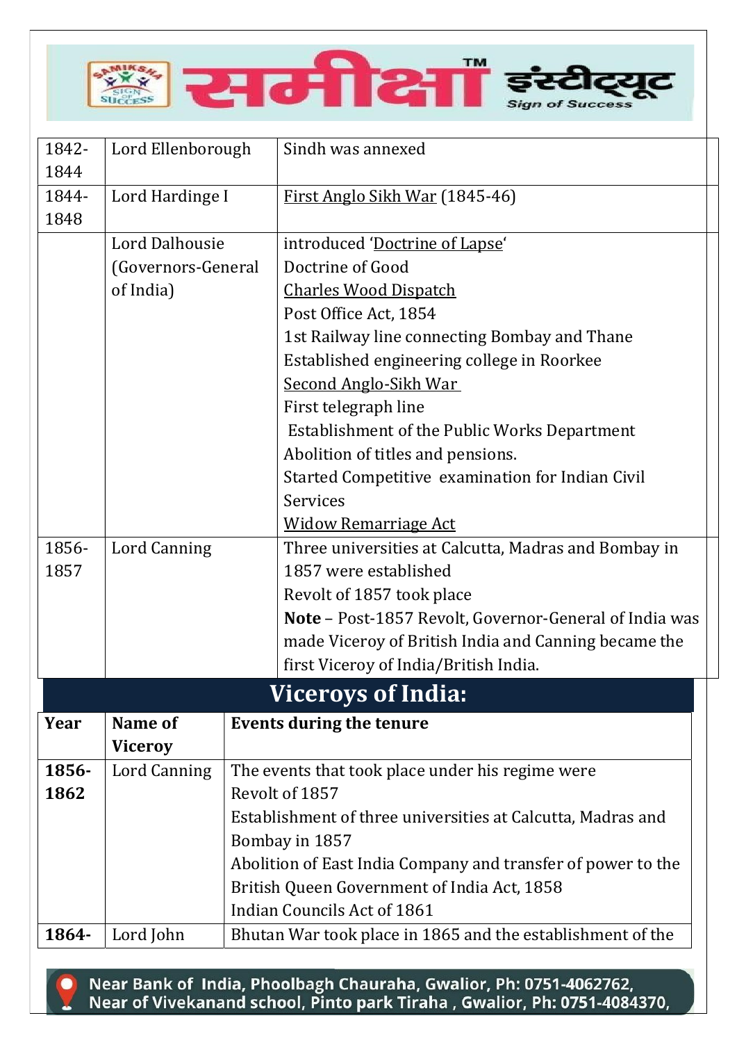| | | |
|---|---|---|
| 1842-1844 | Lord Ellenborough | Sindh was annexed |
| 1844-1848 | Lord Hardinge I | First Anglo Sikh War (1845-46) |
| | Lord Dalhousie (Governors-General of India) | introduced 'Doctrine of Lapse'<br>Doctrine of Good<br>Charles Wood Dispatch<br>Post Office Act, 1854<br>1st Railway line connecting Bombay and Thane<br>Established engineering college in Roorkee<br>Second Anglo-Sikh War<br>First telegraph line<br>Establishment of the Public Works Department<br>Abolition of titles and pensions.<br>Started Competitive examination for Indian Civil Services<br>Widow Remarriage Act |
| 1856-1857 | Lord Canning | Three universities at Calcutta, Madras and Bombay in 1857 were established<br>Revolt of 1857 took place<br>**Note** – Post-1857 Revolt, Governor-General of India was made Viceroy of British India and Canning became the first Viceroy of India/British India. |

## Viceroys of India:

| Year | Name of Viceroy | Events during the tenure |
|---|---|---|
| **1856-1862** | Lord Canning | The events that took place under his regime were<br>Revolt of 1857<br>Establishment of three universities at Calcutta, Madras and Bombay in 1857<br>Abolition of East India Company and transfer of power to the British Queen Government of India Act, 1858<br>Indian Councils Act of 1861 |
| **1864-** | Lord John | Bhutan War took place in 1865 and the establishment of the |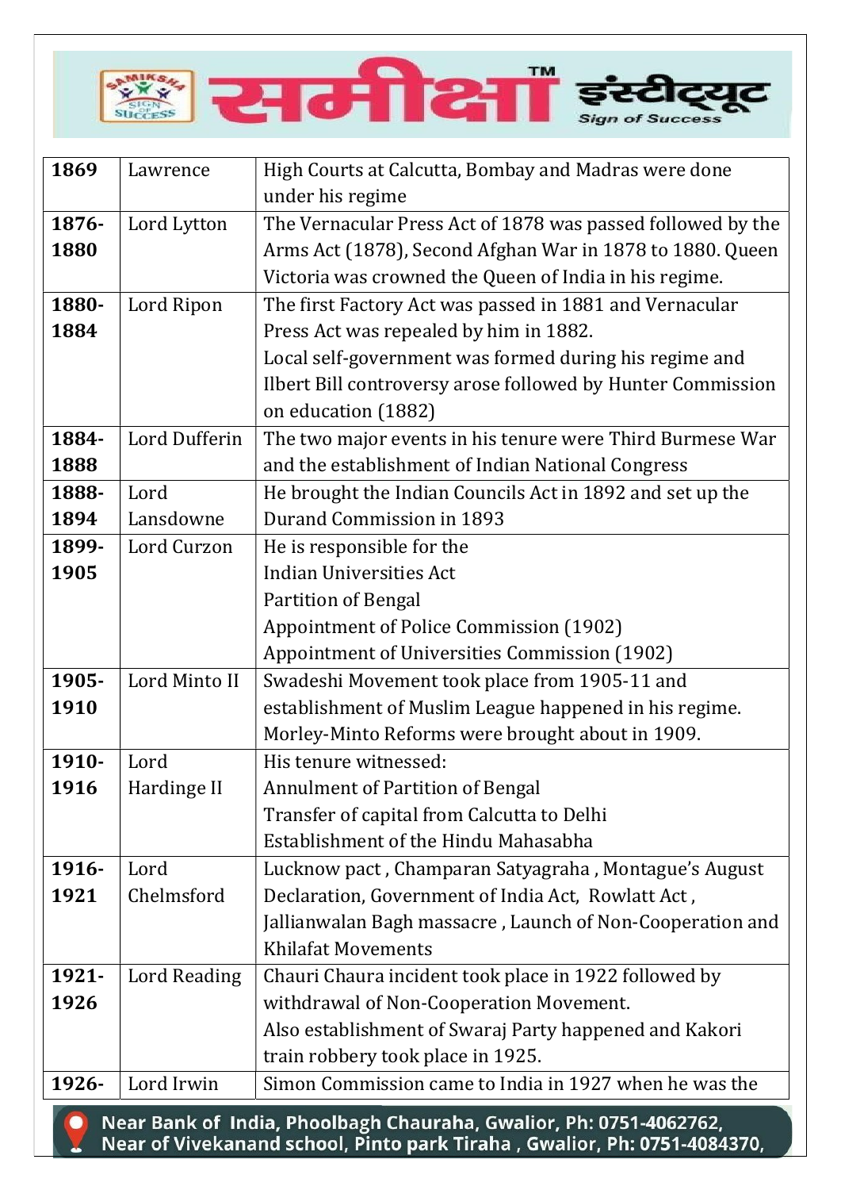| 1869 | Lawrence | High Courts at Calcutta, Bombay and Madras were done under his regime |
|---|---|---|
| 1876-1880 | Lord Lytton | The Vernacular Press Act of 1878 was passed followed by the Arms Act (1878), Second Afghan War in 1878 to 1880. Queen Victoria was crowned the Queen of India in his regime. |
| 1880-1884 | Lord Ripon | The first Factory Act was passed in 1881 and Vernacular Press Act was repealed by him in 1882.<br>Local self-government was formed during his regime and Ilbert Bill controversy arose followed by Hunter Commission on education (1882) |
| 1884-1888 | Lord Dufferin | The two major events in his tenure were Third Burmese War and the establishment of Indian National Congress |
| 1888-1894 | Lord Lansdowne | He brought the Indian Councils Act in 1892 and set up the Durand Commission in 1893 |
| 1899-1905 | Lord Curzon | He is responsible for the<br>Indian Universities Act<br>Partition of Bengal<br>Appointment of Police Commission (1902)<br>Appointment of Universities Commission (1902) |
| 1905-1910 | Lord Minto II | Swadeshi Movement took place from 1905-11 and establishment of Muslim League happened in his regime. Morley-Minto Reforms were brought about in 1909. |
| 1910-1916 | Lord Hardinge II | His tenure witnessed:<br>Annulment of Partition of Bengal<br>Transfer of capital from Calcutta to Delhi<br>Establishment of the Hindu Mahasabha |
| 1916-1921 | Lord Chelmsford | Lucknow pact , Champaran Satyagraha , Montague's August Declaration, Government of India Act, Rowlatt Act , Jallianwalan Bagh massacre , Launch of Non-Cooperation and Khilafat Movements |
| 1921-1926 | Lord Reading | Chauri Chaura incident took place in 1922 followed by withdrawal of Non-Cooperation Movement.<br>Also establishment of Swaraj Party happened and Kakori train robbery took place in 1925. |
| 1926- | Lord Irwin | Simon Commission came to India in 1927 when he was the |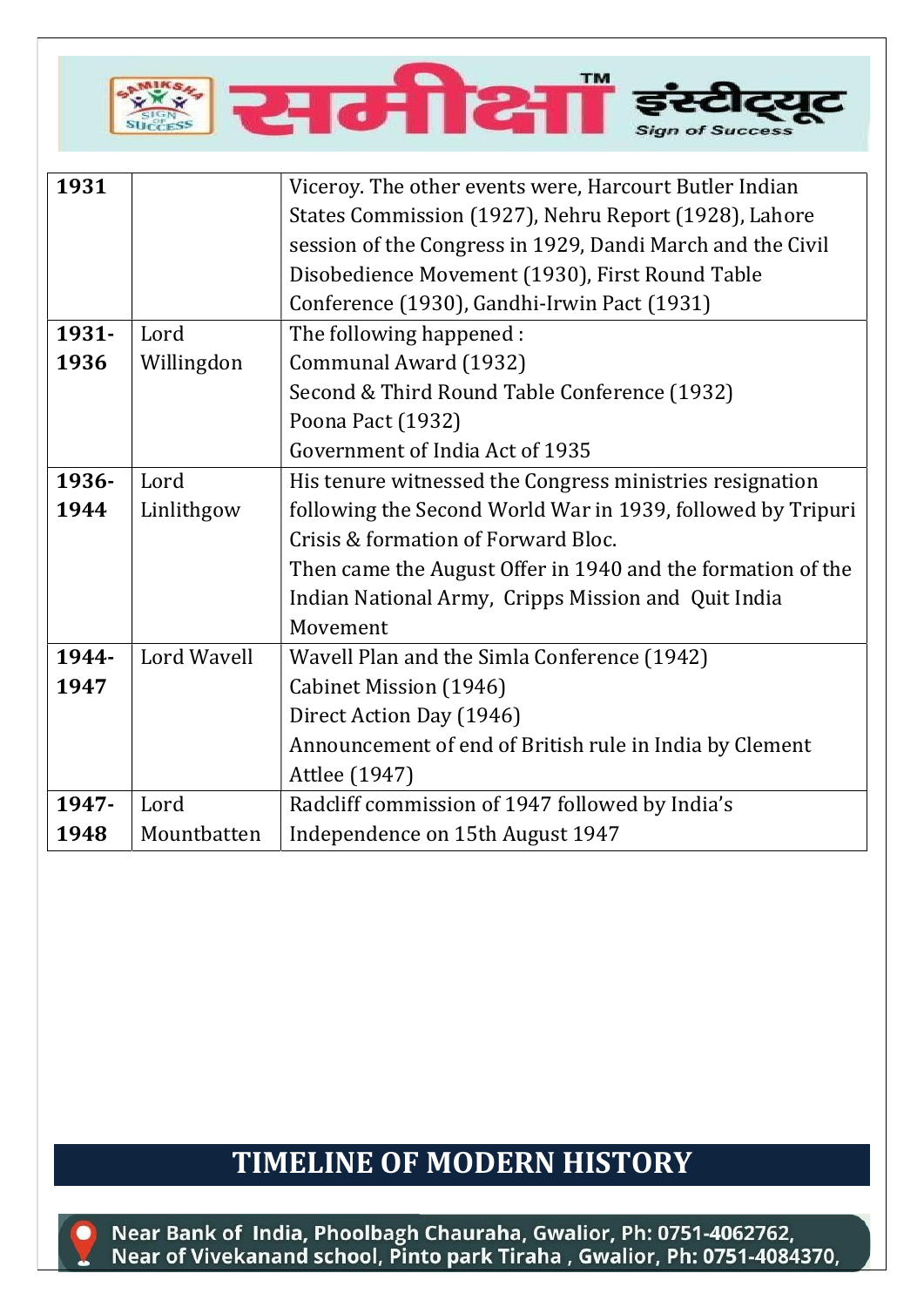| 1931 | | Viceroy. The other events were, Harcourt Butler Indian States Commission (1927), Nehru Report (1928), Lahore session of the Congress in 1929, Dandi March and the Civil Disobedience Movement (1930), First Round Table Conference (1930), Gandhi-Irwin Pact (1931) |
|---|---|---|
| 1931-1936 | Lord Willingdon | The following happened :<br>Communal Award (1932)<br>Second & Third Round Table Conference (1932)<br>Poona Pact (1932)<br>Government of India Act of 1935 |
| 1936-1944 | Lord Linlithgow | His tenure witnessed the Congress ministries resignation following the Second World War in 1939, followed by Tripuri Crisis & formation of Forward Bloc.<br>Then came the August Offer in 1940 and the formation of the Indian National Army, Cripps Mission and Quit India Movement |
| 1944-1947 | Lord Wavell | Wavell Plan and the Simla Conference (1942)<br>Cabinet Mission (1946)<br>Direct Action Day (1946)<br>Announcement of end of British rule in India by Clement Attlee (1947) |
| 1947-1948 | Lord Mountbatten | Radcliff commission of 1947 followed by India's Independence on 15th August 1947 |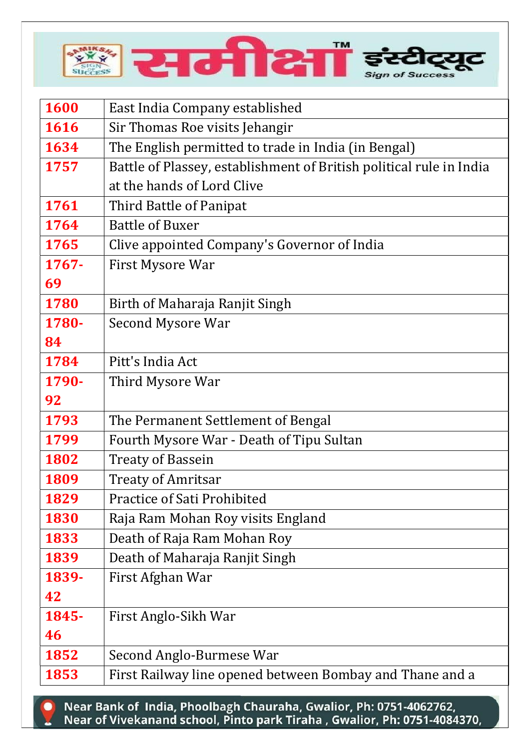| | |
|---|---|
| 1600 | East India Company established |
| 1616 | Sir Thomas Roe visits Jehangir |
| 1634 | The English permitted to trade in India (in Bengal) |
| 1757 | Battle of Plassey, establishment of British political rule in India at the hands of Lord Clive |
| 1761 | Third Battle of Panipat |
| 1764 | Battle of Buxer |
| 1765 | Clive appointed Company's Governor of India |
| 1767-69 | First Mysore War |
| 1780 | Birth of Maharaja Ranjit Singh |
| 1780-84 | Second Mysore War |
| 1784 | Pitt's India Act |
| 1790-92 | Third Mysore War |
| 1793 | The Permanent Settlement of Bengal |
| 1799 | Fourth Mysore War - Death of Tipu Sultan |
| 1802 | Treaty of Bassein |
| 1809 | Treaty of Amritsar |
| 1829 | Practice of Sati Prohibited |
| 1830 | Raja Ram Mohan Roy visits England |
| 1833 | Death of Raja Ram Mohan Roy |
| 1839 | Death of Maharaja Ranjit Singh |
| 1839-42 | First Afghan War |
| 1845-46 | First Anglo-Sikh War |
| 1852 | Second Anglo-Burmese War |
| 1853 | First Railway line opened between Bombay and Thane and a |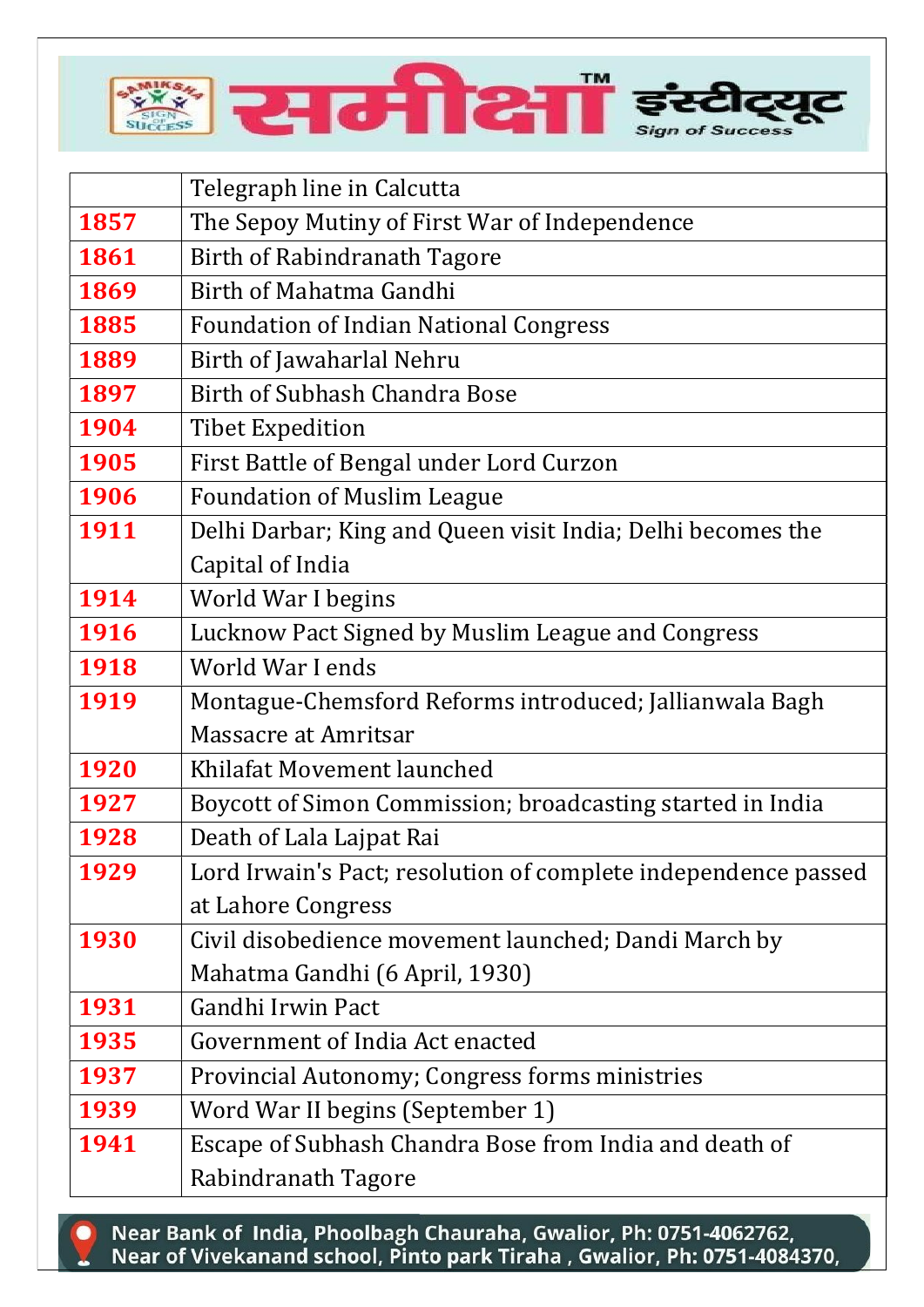|  | Telegraph line in Calcutta |
| --- | --- |
| **1857** | The Sepoy Mutiny of First War of Independence |
| **1861** | Birth of Rabindranath Tagore |
| **1869** | Birth of Mahatma Gandhi |
| **1885** | Foundation of Indian National Congress |
| **1889** | Birth of Jawaharlal Nehru |
| **1897** | Birth of Subhash Chandra Bose |
| **1904** | Tibet Expedition |
| **1905** | First Battle of Bengal under Lord Curzon |
| **1906** | Foundation of Muslim League |
| **1911** | Delhi Darbar; King and Queen visit India; Delhi becomes the Capital of India |
| **1914** | World War I begins |
| **1916** | Lucknow Pact Signed by Muslim League and Congress |
| **1918** | World War I ends |
| **1919** | Montague-Chemsford Reforms introduced; Jallianwala Bagh Massacre at Amritsar |
| **1920** | Khilafat Movement launched |
| **1927** | Boycott of Simon Commission; broadcasting started in India |
| **1928** | Death of Lala Lajpat Rai |
| **1929** | Lord Irwain's Pact; resolution of complete independence passed at Lahore Congress |
| **1930** | Civil disobedience movement launched; Dandi March by Mahatma Gandhi (6 April, 1930) |
| **1931** | Gandhi Irwin Pact |
| **1935** | Government of India Act enacted |
| **1937** | Provincial Autonomy; Congress forms ministries |
| **1939** | Word War II begins (September 1) |
| **1941** | Escape of Subhash Chandra Bose from India and death of Rabindranath Tagore |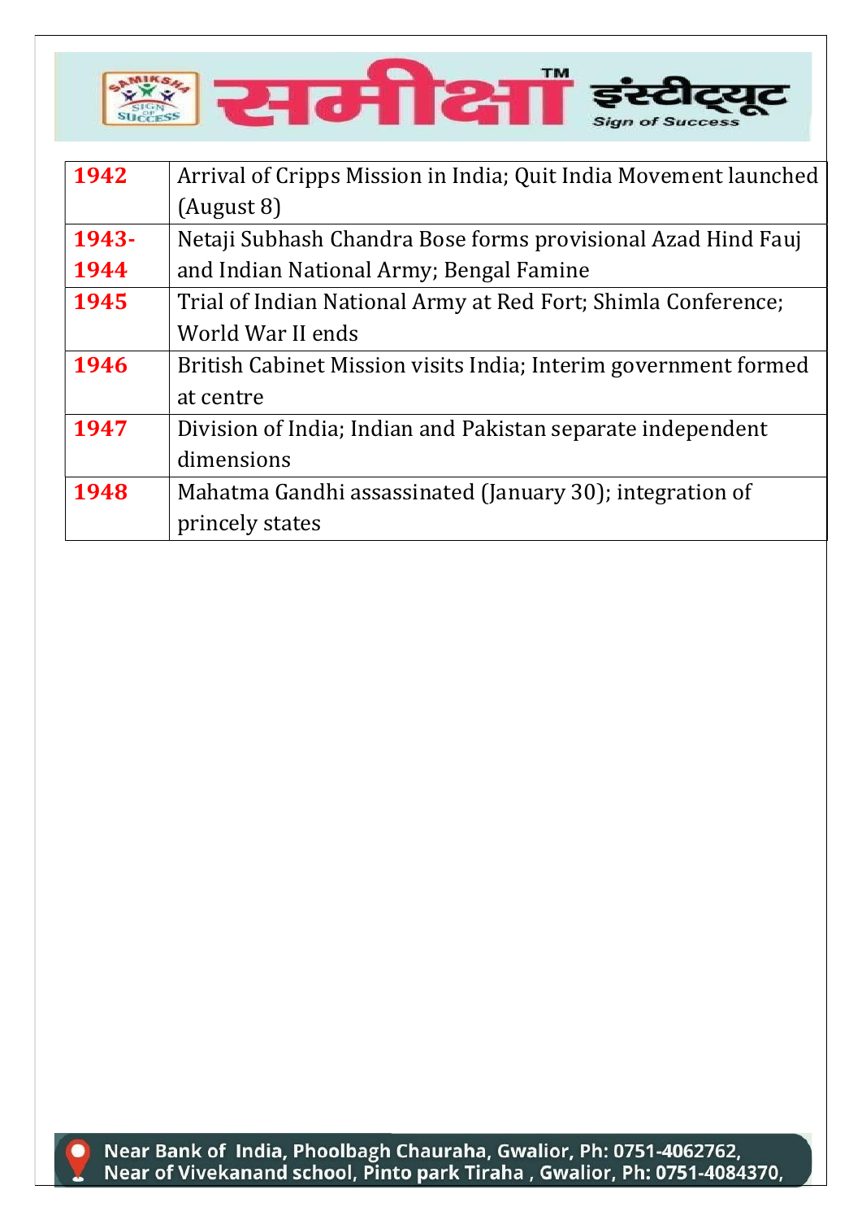| | |
|---|---|
| **1942** | Arrival of Cripps Mission in India; Quit India Movement launched (August 8) |
| **1943-1944** | Netaji Subhash Chandra Bose forms provisional Azad Hind Fauj and Indian National Army; Bengal Famine |
| **1945** | Trial of Indian National Army at Red Fort; Shimla Conference; World War II ends |
| **1946** | British Cabinet Mission visits India; Interim government formed at centre |
| **1947** | Division of India; Indian and Pakistan separate independent dimensions |
| **1948** | Mahatma Gandhi assassinated (January 30); integration of princely states |